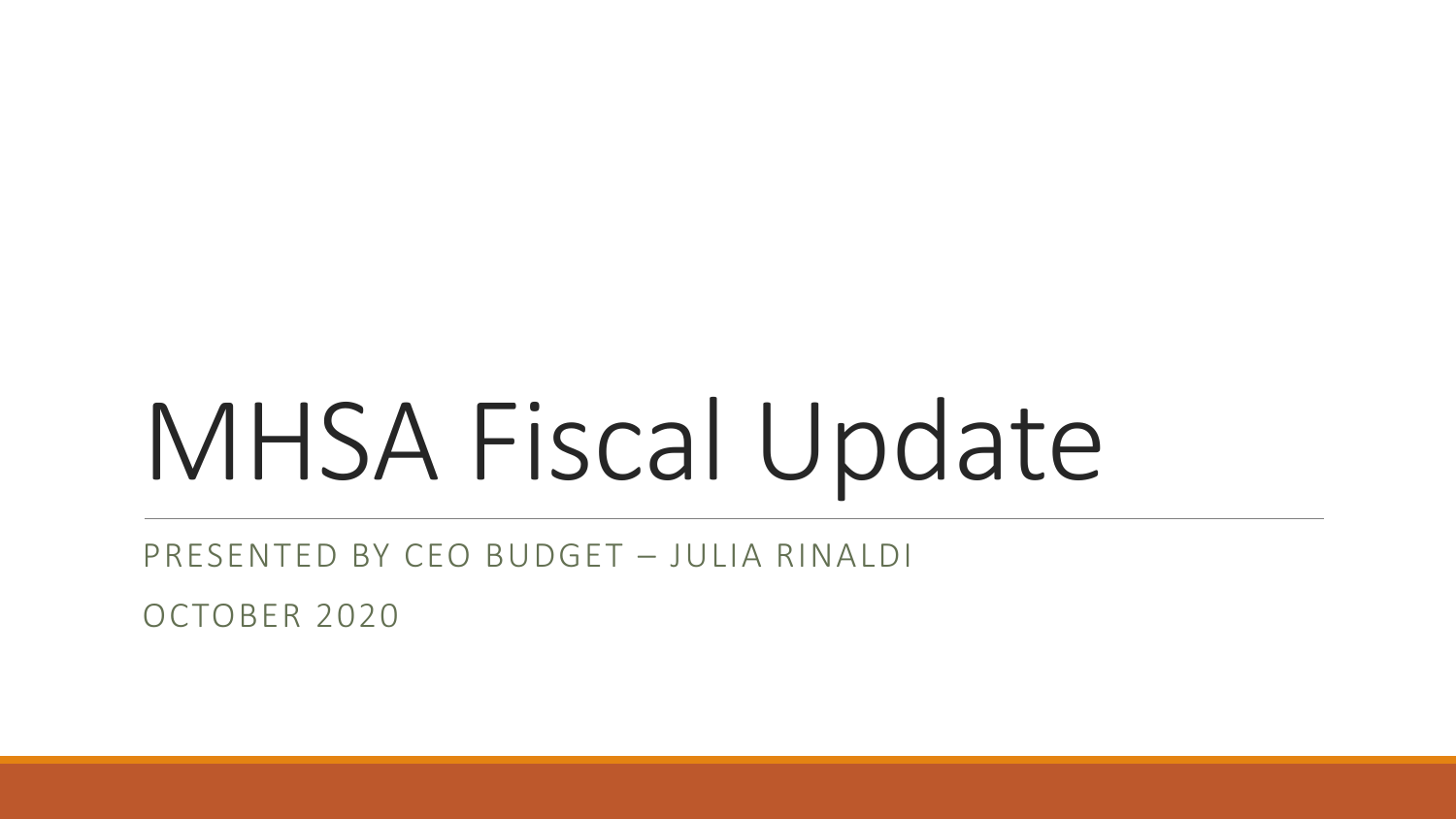# MHSA Fiscal Update

PRESENTED BY CEO BUDGET – JULIA RINALDI

OCTOBER 2020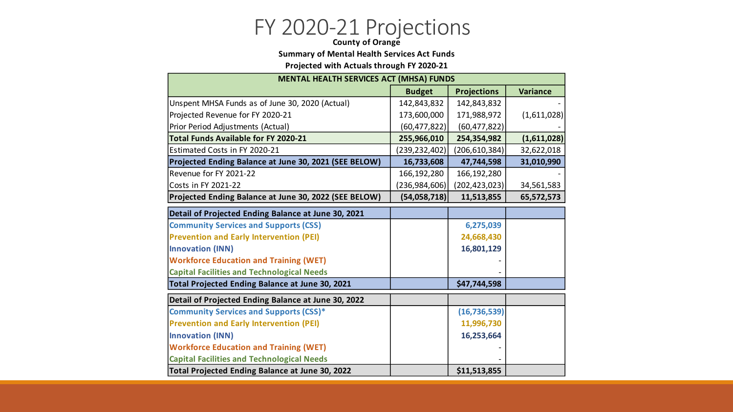# FY 2020-21 Projections

**County of Orange**

**Summary of Mental Health Services Act Funds**

**Projected with Actuals through FY 2020-21**

| MENTAL HEALTH SERVICES ACT (MHSA) FUNDS | | | |
|---|---|---|---|
| | **Budget** | **Projections** | **Variance** |
| Unspent MHSA Funds as of June 30, 2020 (Actual) | 142,843,832 | 142,843,832 | - |
| Projected Revenue for FY 2020-21 | 173,600,000 | 171,988,972 | (1,611,028) |
| Prior Period Adjustments (Actual) | (60,477,822) | (60,477,822) | - |
| **Total Funds Available for FY 2020-21** | **255,966,010** | **254,354,982** | **(1,611,028)** |
| Estimated Costs in FY 2020-21 | (239,232,402) | (206,610,384) | 32,622,018 |
| **Projected Ending Balance at June 30, 2021 (SEE BELOW)** | **16,733,608** | **47,744,598** | **31,010,990** |
| Revenue for FY 2021-22 | 166,192,280 | 166,192,280 | - |
| Costs in FY 2021-22 | (236,984,606) | (202,423,023) | 34,561,583 |
| **Projected Ending Balance at June 30, 2022 (SEE BELOW)** | **(54,058,718)** | **11,513,855** | **65,572,573** |

| **Detail of Projected Ending Balance at June 30, 2021** | | | |
|---|---|---|---|
| **Community Services and Supports (CSS)** | | **6,275,039** | |
| **Prevention and Early Intervention (PEI)** | | **24,668,430** | |
| **Innovation (INN)** | | **16,801,129** | |
| **Workforce Education and Training (WET)** | | - | |
| **Capital Facilities and Technological Needs** | | - | |
| **Total Projected Ending Balance at June 30, 2021** | | **$47,744,598** | |

| **Detail of Projected Ending Balance at June 30, 2022** | | | |
|---|---|---|---|
| **Community Services and Supports (CSS)*** | | **(16,736,539)** | |
| **Prevention and Early Intervention (PEI)** | | **11,996,730** | |
| **Innovation (INN)** | | **16,253,664** | |
| **Workforce Education and Training (WET)** | | - | |
| **Capital Facilities and Technological Needs** | | - | |
| **Total Projected Ending Balance at June 30, 2022** | | **$11,513,855** | |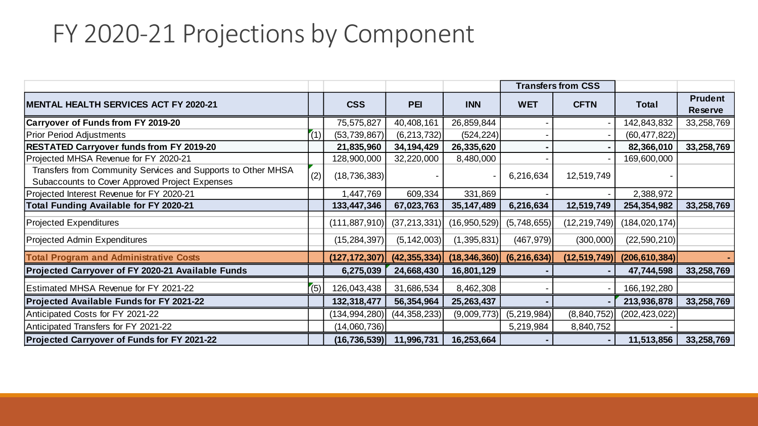# FY 2020-21 Projections by Component

| MENTAL HEALTH SERVICES ACT FY 2020-21 | | CSS | PEI | INN | Transfers from CSS | | Total | Prudent Reserve |
|---|---|---|---|---|---|---|---|---|
| | | | | | WET | CFTN | | |
| **Carryover of Funds from FY 2019-20** | | 75,575,827 | 40,408,161 | 26,859,844 | - | - | 142,843,832 | 33,258,769 |
| Prior Period Adjustments | (1) | (53,739,867) | (6,213,732) | (524,224) | - | - | (60,477,822) | |
| **RESTATED Carryover funds from FY 2019-20** | | **21,835,960** | **34,194,429** | **26,335,620** | **-** | **-** | **82,366,010** | **33,258,769** |
| Projected MHSA Revenue for FY 2020-21 | | 128,900,000 | 32,220,000 | 8,480,000 | - | - | 169,600,000 | |
| Transfers from Community Services and Supports to Other MHSA Subaccounts to Cover Approved Project Expenses | (2) | (18,736,383) | - | - | 6,216,634 | 12,519,749 | - | |
| Projected Interest Revenue for FY 2020-21 | | 1,447,769 | 609,334 | 331,869 | - | - | 2,388,972 | |
| **Total Funding Available for FY 2020-21** | | **133,447,346** | **67,023,763** | **35,147,489** | **6,216,634** | **12,519,749** | **254,354,982** | **33,258,769** |
| Projected Expenditures | | (111,887,910) | (37,213,331) | (16,950,529) | (5,748,655) | (12,219,749) | (184,020,174) | |
| Projected Admin Expenditures | | (15,284,397) | (5,142,003) | (1,395,831) | (467,979) | (300,000) | (22,590,210) | |
| **Total Program and Administrative Costs** | | **(127,172,307)** | **(42,355,334)** | **(18,346,360)** | **(6,216,634)** | **(12,519,749)** | **(206,610,384)** | **-** |
| **Projected Carryover of FY 2020-21 Available Funds** | | **6,275,039** | **24,668,430** | **16,801,129** | **-** | **-** | **47,744,598** | **33,258,769** |
| Estimated MHSA Revenue for FY 2021-22 | (5) | 126,043,438 | 31,686,534 | 8,462,308 | - | - | 166,192,280 | |
| **Projected Available Funds for FY 2021-22** | | **132,318,477** | **56,354,964** | **25,263,437** | **-** | **-** | **213,936,878** | **33,258,769** |
| Anticipated Costs for FY 2021-22 | | (134,994,280) | (44,358,233) | (9,009,773) | (5,219,984) | (8,840,752) | (202,423,022) | |
| Anticipated Transfers for FY 2021-22 | | (14,060,736) | | | 5,219,984 | 8,840,752 | - | |
| **Projected Carryover of Funds for FY 2021-22** | | **(16,736,539)** | **11,996,731** | **16,253,664** | **-** | **-** | **11,513,856** | **33,258,769** |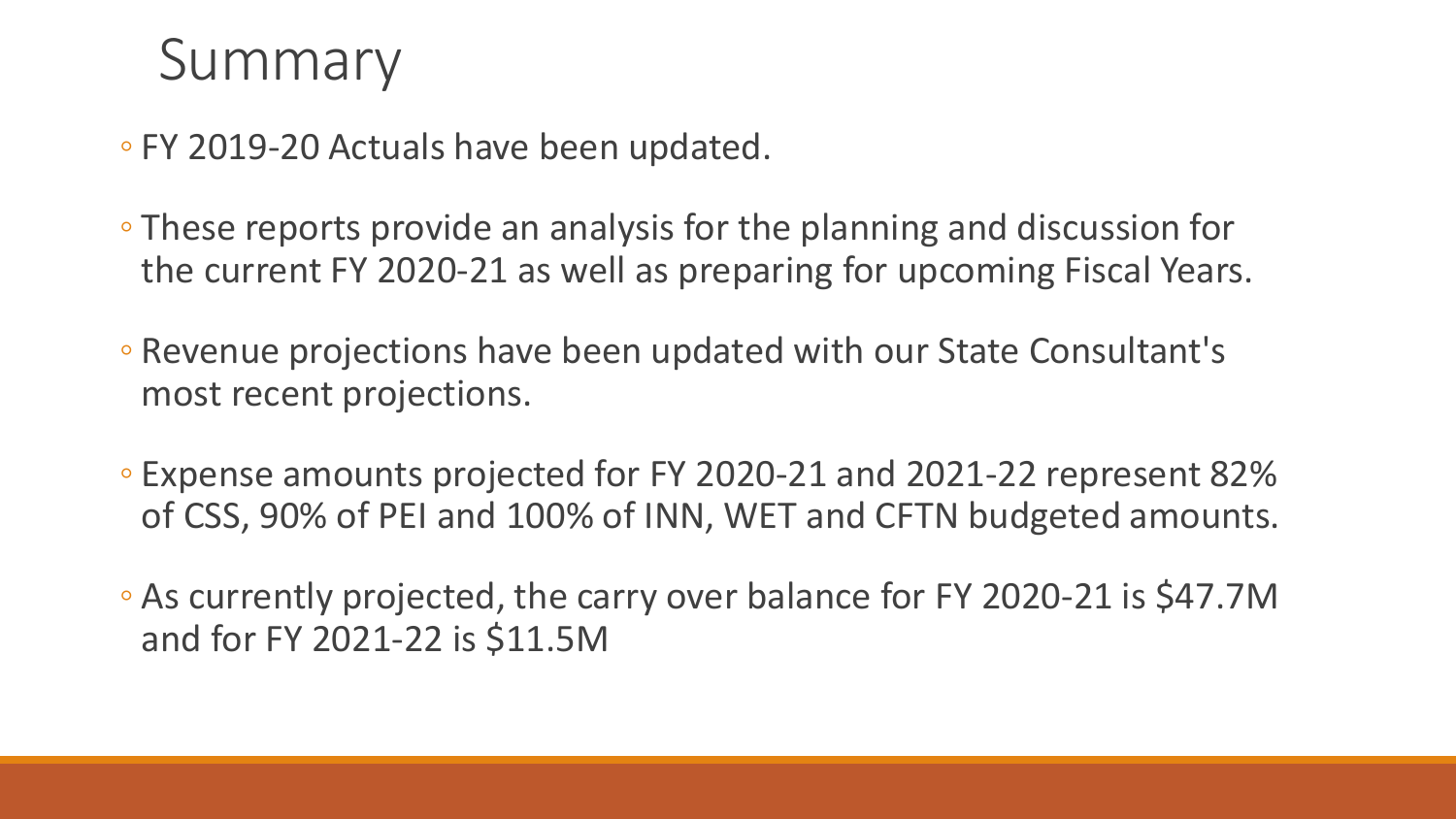# Summary

- FY 2019-20 Actuals have been updated.
- These reports provide an analysis for the planning and discussion for the current FY 2020-21 as well as preparing for upcoming Fiscal Years.
- Revenue projections have been updated with our State Consultant's most recent projections.
- Expense amounts projected for FY 2020-21 and 2021-22 represent 82% of CSS, 90% of PEI and 100% of INN, WET and CFTN budgeted amounts.
- As currently projected, the carry over balance for FY 2020-21 is $47.7M and for FY 2021-22 is $11.5M